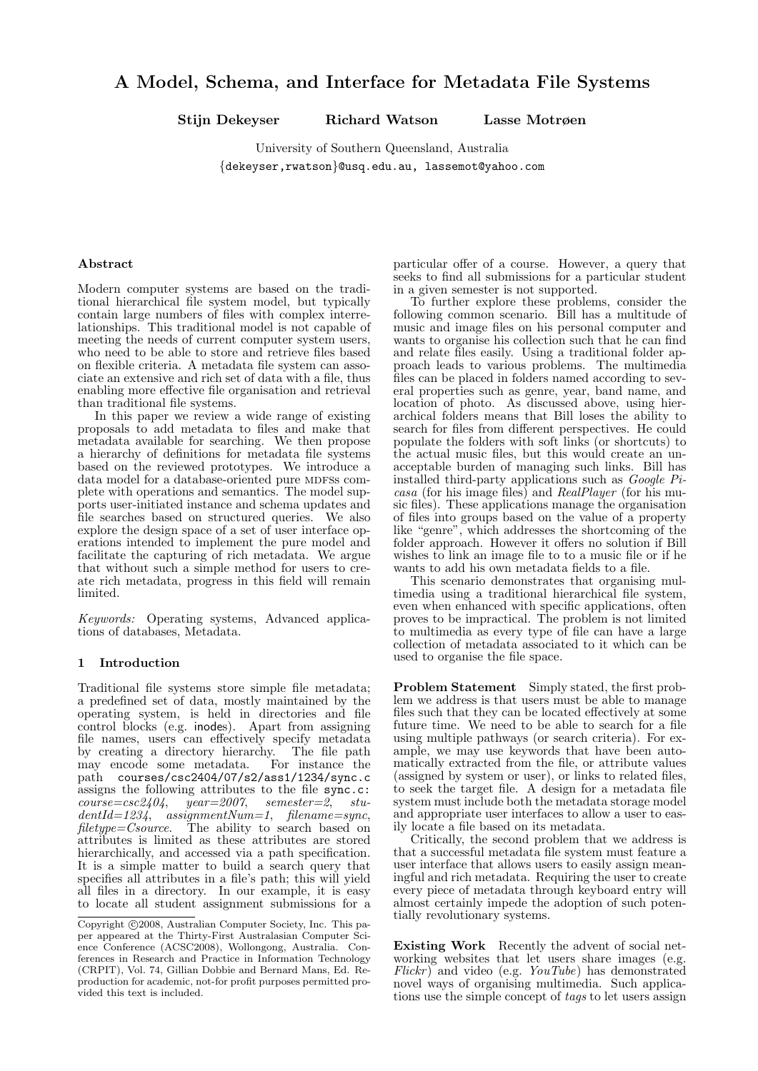# A Model, Schema, and Interface for Metadata File Systems

**Stijn Dekeyser  Richard Watson  Lasse Motrøen**

University of Southern Queensland, Australia
{dekeyser,rwatson}@usq.edu.au, lassemot@yahoo.com

### Abstract

Modern computer systems are based on the traditional hierarchical file system model, but typically contain large numbers of files with complex interrelationships. This traditional model is not capable of meeting the needs of current computer system users, who need to be able to store and retrieve files based on flexible criteria. A metadata file system can associate an extensive and rich set of data with a file, thus enabling more effective file organisation and retrieval than traditional file systems.

In this paper we review a wide range of existing proposals to add metadata to files and make that metadata available for searching. We then propose a hierarchy of definitions for metadata file systems based on the reviewed prototypes. We introduce a data model for a database-oriented pure MDFSs complete with operations and semantics. The model supports user-initiated instance and schema updates and file searches based on structured queries. We also explore the design space of a set of user interface operations intended to implement the pure model and facilitate the capturing of rich metadata. We argue that without such a simple method for users to create rich metadata, progress in this field will remain limited.

*Keywords:* Operating systems, Advanced applications of databases, Metadata.

## 1 Introduction

Traditional file systems store simple file metadata; a predefined set of data, mostly maintained by the operating system, is held in directories and file control blocks (e.g. inodes). Apart from assigning file names, users can effectively specify metadata by creating a directory hierarchy. The file path may encode some metadata. For instance the path `courses/csc2404/07/s2/ass1/1234/sync.c` assigns the following attributes to the file `sync.c`: *course=csc2404*, *year=2007*, *semester=2*, *studentId=1234*, *assignmentNum=1*, *filename=sync*, *filetype=Csource*. The ability to search based on attributes is limited as these attributes are stored hierarchically, and accessed via a path specification. It is a simple matter to build a search query that specifies all attributes in a file's path; this will yield all files in a directory. In our example, it is easy to locate all student assignment submissions for a particular offer of a course. However, a query that seeks to find all submissions for a particular student in a given semester is not supported.

To further explore these problems, consider the following common scenario. Bill has a multitude of music and image files on his personal computer and wants to organise his collection such that he can find and relate files easily. Using a traditional folder approach leads to various problems. The multimedia files can be placed in folders named according to several properties such as genre, year, band name, and location of photo. As discussed above, using hierarchical folders means that Bill loses the ability to search for files from different perspectives. He could populate the folders with soft links (or shortcuts) to the actual music files, but this would create an unacceptable burden of managing such links. Bill has installed third-party applications such as *Google Picasa* (for his image files) and *RealPlayer* (for his music files). These applications manage the organisation of files into groups based on the value of a property like "genre", which addresses the shortcoming of the folder approach. However it offers no solution if Bill wishes to link an image file to to a music file or if he wants to add his own metadata fields to a file.

This scenario demonstrates that organising multimedia using a traditional hierarchical file system, even when enhanced with specific applications, often proves to be impractical. The problem is not limited to multimedia as every type of file can have a large collection of metadata associated to it which can be used to organise the file space.

**Problem Statement** Simply stated, the first problem we address is that users must be able to manage files such that they can be located effectively at some future time. We need to be able to search for a file using multiple pathways (or search criteria). For example, we may use keywords that have been automatically extracted from the file, or attribute values (assigned by system or user), or links to related files, to seek the target file. A design for a metadata file system must include both the metadata storage model and appropriate user interfaces to allow a user to easily locate a file based on its metadata.

Critically, the second problem that we address is that a successful metadata file system must feature a user interface that allows users to easily assign meaningful and rich metadata. Requiring the user to create every piece of metadata through keyboard entry will almost certainly impede the adoption of such potentially revolutionary systems.

**Existing Work** Recently the advent of social networking websites that let users share images (e.g. *Flickr*) and video (e.g. *YouTube*) has demonstrated novel ways of organising multimedia. Such applications use the simple concept of *tags* to let users assign

Copyright ©2008, Australian Computer Society, Inc. This paper appeared at the Thirty-First Australasian Computer Science Conference (ACSC2008), Wollongong, Australia. Conferences in Research and Practice in Information Technology (CRPIT), Vol. 74, Gillian Dobbie and Bernard Mans, Ed. Reproduction for academic, not-for profit purposes permitted provided this text is included.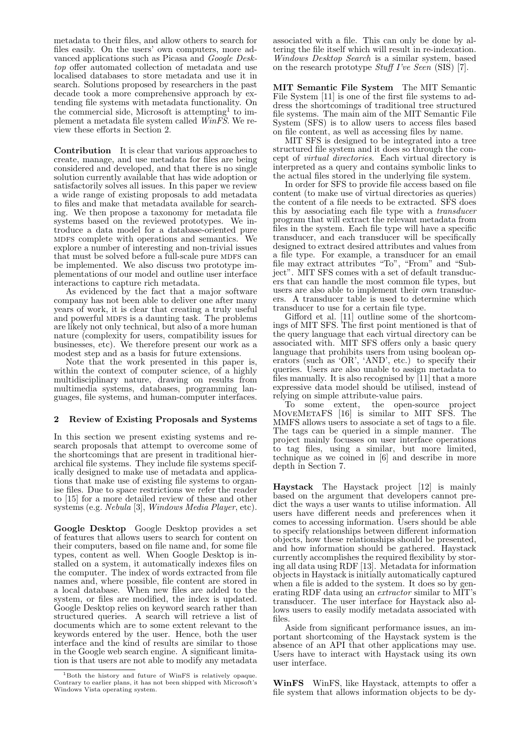metadata to their files, and allow others to search for files easily. On the users' own computers, more advanced applications such as Picasa and *Google Desktop* offer automated collection of metadata and use localised databases to store metadata and use it in search. Solutions proposed by researchers in the past decade took a more comprehensive approach by extending file systems with metadata functionality. On the commercial side, Microsoft is attempting[1] to implement a metadata file system called *WinFS*. We review these efforts in Section 2.

**Contribution** It is clear that various approaches to create, manage, and use metadata for files are being considered and developed, and that there is no single solution currently available that has wide adoption or satisfactorily solves all issues. In this paper we review a wide range of existing proposals to add metadata to files and make that metadata available for searching. We then propose a taxonomy for metadata file systems based on the reviewed prototypes. We introduce a data model for a database-oriented pure MDFS complete with operations and semantics. We explore a number of interesting and non-trivial issues that must be solved before a full-scale pure MDFS can be implemented. We also discuss two prototype implementations of our model and outline user interface interactions to capture rich metadata.

As evidenced by the fact that a major software company has not been able to deliver one after many years of work, it is clear that creating a truly useful and powerful MDFS is a daunting task. The problems are likely not only technical, but also of a more human nature (complexity for users, compatibility issues for businesses, etc). We therefore present our work as a modest step and as a basis for future extensions.

Note that the work presented in this paper is, within the context of computer science, of a highly multidisciplinary nature, drawing on results from multimedia systems, databases, programming languages, file systems, and human-computer interfaces.

## 2 Review of Existing Proposals and Systems

In this section we present existing systems and research proposals that attempt to overcome some of the shortcomings that are present in traditional hierarchical file systems. They include file systems specifically designed to make use of metadata and applications that make use of existing file systems to organise files. Due to space restrictions we refer the reader to [15] for a more detailed review of these and other systems (e.g. *Nebula* [3], *Windows Media Player*, etc).

**Google Desktop** Google Desktop provides a set of features that allows users to search for content on their computers, based on file name and, for some file types, content as well. When Google Desktop is installed on a system, it automatically indexes files on the computer. The index of words extracted from file names and, where possible, file content are stored in a local database. When new files are added to the system, or files are modified, the index is updated. Google Desktop relies on keyword search rather than structured queries. A search will retrieve a list of documents which are to some extent relevant to the keywords entered by the user. Hence, both the user interface and the kind of results are similar to those in the Google web search engine. A significant limitation is that users are not able to modify any metadata associated with a file. This can only be done by altering the file itself which will result in re-indexation. *Windows Desktop Search* is a similar system, based on the research prototype *Stuff I've Seen* (SIS) [7].

**MIT Semantic File System** The MIT Semantic File System [11] is one of the first file systems to address the shortcomings of traditional tree structured file systems. The main aim of the MIT Semantic File System (SFS) is to allow users to access files based on file content, as well as accessing files by name.

MIT SFS is designed to be integrated into a tree structured file system and it does so through the concept of *virtual directories*. Each virtual directory is interpreted as a query and contains symbolic links to the actual files stored in the underlying file system.

In order for SFS to provide file access based on file content (to make use of virtual directories as queries) the content of a file needs to be extracted. SFS does this by associating each file type with a *transducer* program that will extract the relevant metadata from files in the system. Each file type will have a specific transducer, and each transducer will be specifically designed to extract desired attributes and values from a file type. For example, a transducer for an email file may extract attributes "To", "From" and "Subject". MIT SFS comes with a set of default transducers that can handle the most common file types, but users are also able to implement their own transducers. A transducer table is used to determine which transducer to use for a certain file type.

Gifford et al. [11] outline some of the shortcomings of MIT SFS. The first point mentioned is that of the query language that each virtual directory can be associated with. MIT SFS offers only a basic query language that prohibits users from using boolean operators (such as 'OR', 'AND', etc.) to specify their queries. Users are also unable to assign metadata to files manually. It is also recognised by [11] that a more expressive data model should be utilised, instead of relying on simple attribute-value pairs.

To some extent, the open-source project MoveMetaFS [16] is similar to MIT SFS. The MMFS allows users to associate a set of tags to a file. The tags can be queried in a simple manner. The project mainly focusses on user interface operations to tag files, using a similar, but more limited, technique as we coined in [6] and describe in more depth in Section 7.

**Haystack** The Haystack project [12] is mainly based on the argument that developers cannot predict the ways a user wants to utilise information. All users have different needs and preferences when it comes to accessing information. Users should be able to specify relationships between different information objects, how these relationships should be presented, and how information should be gathered. Haystack currently accomplishes the required flexibility by storing all data using RDF [13]. Metadata for information objects in Haystack is initially automatically captured when a file is added to the system. It does so by generating RDF data using an *extractor* similar to MIT's transducer. The user interface for Haystack also allows users to easily modify metadata associated with files.

Aside from significant performance issues, an important shortcoming of the Haystack system is the absence of an API that other applications may use. Users have to interact with Haystack using its own user interface.

**WinFS** WinFS, like Haystack, attempts to offer a file system that allows information objects to be dy-

[1] Both the history and future of WinFS is relatively opaque. Contrary to earlier plans, it has not been shipped with Microsoft's Windows Vista operating system.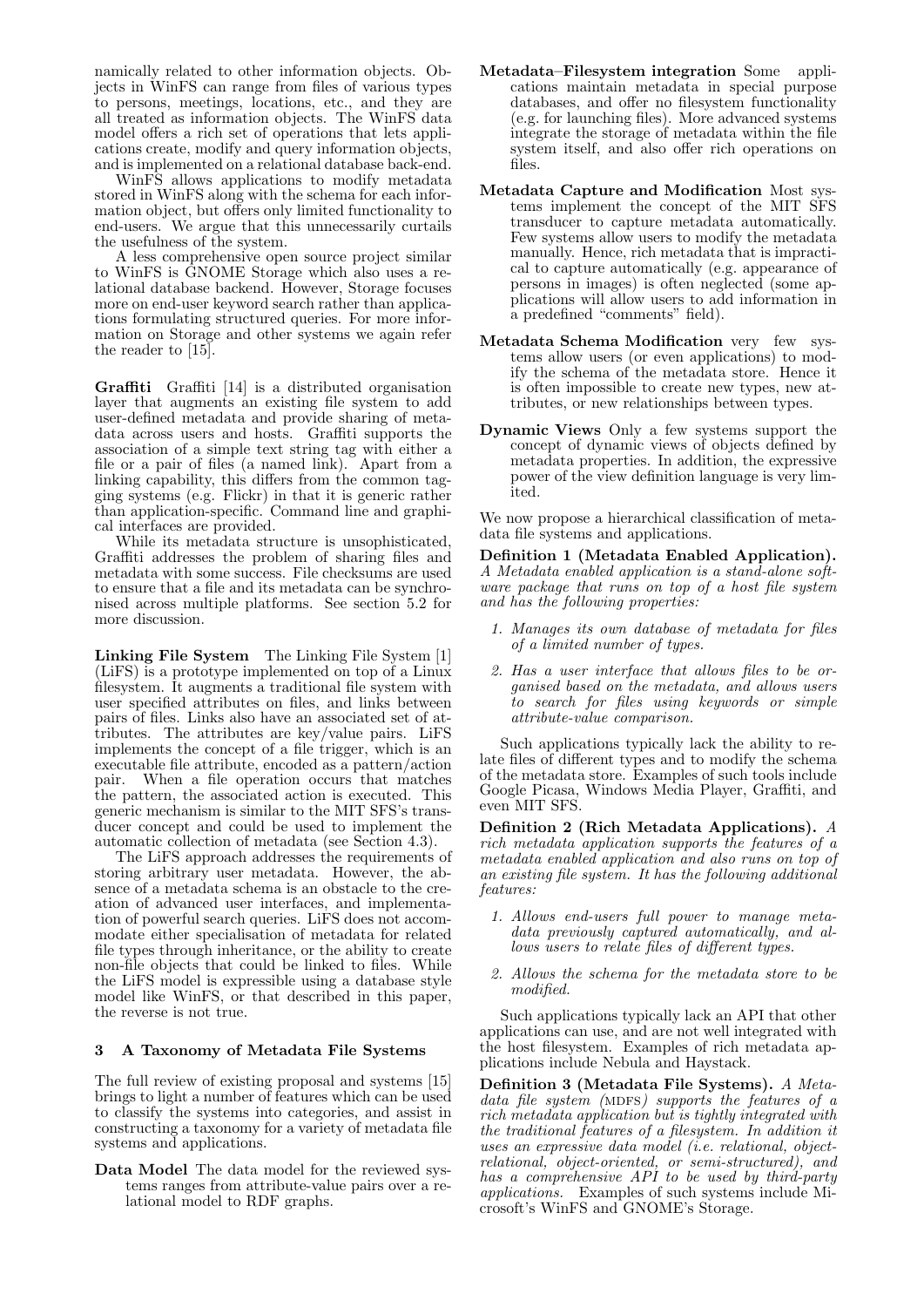namically related to other information objects. Objects in WinFS can range from files of various types to persons, meetings, locations, etc., and they are all treated as information objects. The WinFS data model offers a rich set of operations that lets applications create, modify and query information objects, and is implemented on a relational database back-end.

WinFS allows applications to modify metadata stored in WinFS along with the schema for each information object, but offers only limited functionality to end-users. We argue that this unnecessarily curtails the usefulness of the system.

A less comprehensive open source project similar to WinFS is GNOME Storage which also uses a relational database backend. However, Storage focuses more on end-user keyword search rather than applications formulating structured queries. For more information on Storage and other systems we again refer the reader to [15].

**Graffiti** Graffiti [14] is a distributed organisation layer that augments an existing file system to add user-defined metadata and provide sharing of metadata across users and hosts. Graffiti supports the association of a simple text string tag with either a file or a pair of files (a named link). Apart from a linking capability, this differs from the common tagging systems (e.g. Flickr) in that it is generic rather than application-specific. Command line and graphical interfaces are provided.

While its metadata structure is unsophisticated, Graffiti addresses the problem of sharing files and metadata with some success. File checksums are used to ensure that a file and its metadata can be synchronised across multiple platforms. See section 5.2 for more discussion.

**Linking File System** The Linking File System [1] (LiFS) is a prototype implemented on top of a Linux filesystem. It augments a traditional file system with user specified attributes on files, and links between pairs of files. Links also have an associated set of attributes. The attributes are key/value pairs. LiFS implements the concept of a file trigger, which is an executable file attribute, encoded as a pattern/action pair. When a file operation occurs that matches the pattern, the associated action is executed. This generic mechanism is similar to the MIT SFS's transducer concept and could be used to implement the automatic collection of metadata (see Section 4.3).

The LiFS approach addresses the requirements of storing arbitrary user metadata. However, the absence of a metadata schema is an obstacle to the creation of advanced user interfaces, and implementation of powerful search queries. LiFS does not accommodate either specialisation of metadata for related file types through inheritance, or the ability to create non-file objects that could be linked to files. While the LiFS model is expressible using a database style model like WinFS, or that described in this paper, the reverse is not true.

## 3 A Taxonomy of Metadata File Systems

The full review of existing proposal and systems [15] brings to light a number of features which can be used to classify the systems into categories, and assist in constructing a taxonomy for a variety of metadata file systems and applications.

**Data Model** The data model for the reviewed systems ranges from attribute-value pairs over a relational model to RDF graphs.

**Metadata–Filesystem integration** Some applications maintain metadata in special purpose databases, and offer no filesystem functionality (e.g. for launching files). More advanced systems integrate the storage of metadata within the file system itself, and also offer rich operations on files.

**Metadata Capture and Modification** Most systems implement the concept of the MIT SFS transducer to capture metadata automatically. Few systems allow users to modify the metadata manually. Hence, rich metadata that is impractical to capture automatically (e.g. appearance of persons in images) is often neglected (some applications will allow users to add information in a predefined "comments" field).

**Metadata Schema Modification** very few systems allow users (or even applications) to modify the schema of the metadata store. Hence it is often impossible to create new types, new attributes, or new relationships between types.

**Dynamic Views** Only a few systems support the concept of dynamic views of objects defined by metadata properties. In addition, the expressive power of the view definition language is very limited.

We now propose a hierarchical classification of metadata file systems and applications.

**Definition 1 (Metadata Enabled Application).** *A Metadata enabled application is a stand-alone software package that runs on top of a host file system and has the following properties:*

1. *Manages its own database of metadata for files of a limited number of types.*
2. *Has a user interface that allows files to be organised based on the metadata, and allows users to search for files using keywords or simple attribute-value comparison.*

Such applications typically lack the ability to relate files of different types and to modify the schema of the metadata store. Examples of such tools include Google Picasa, Windows Media Player, Graffiti, and even MIT SFS.

**Definition 2 (Rich Metadata Applications).** *A rich metadata application supports the features of a metadata enabled application and also runs on top of an existing file system. It has the following additional features:*

1. *Allows end-users full power to manage metadata previously captured automatically, and allows users to relate files of different types.*
2. *Allows the schema for the metadata store to be modified.*

Such applications typically lack an API that other applications can use, and are not well integrated with the host filesystem. Examples of rich metadata applications include Nebula and Haystack.

**Definition 3 (Metadata File Systems).** *A Metadata file system (MDFS) supports the features of a rich metadata application but is tightly integrated with the traditional features of a filesystem. In addition it uses an expressive data model (i.e. relational, object-relational, object-oriented, or semi-structured), and has a comprehensive API to be used by third-party applications.* Examples of such systems include Microsoft's WinFS and GNOME's Storage.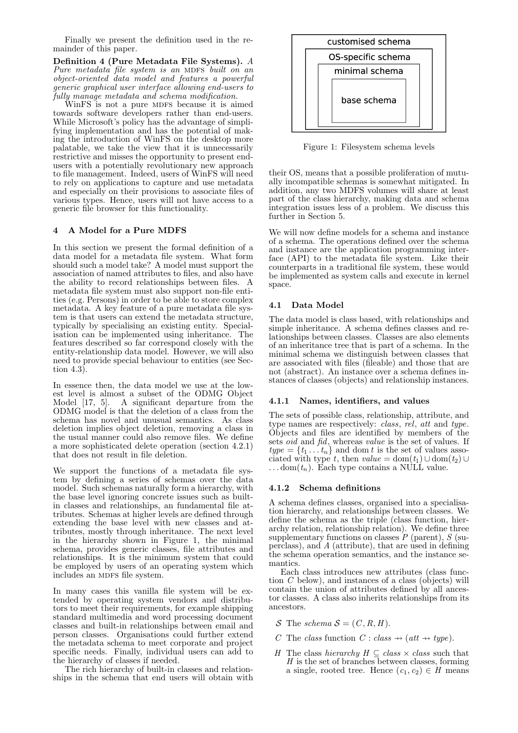Finally we present the definition used in the remainder of this paper.

**Definition 4 (Pure Metadata File Systems).** *A Pure metadata file system is an* MDFS *built on an object-oriented data model and features a powerful generic graphical user interface allowing end-users to fully manage metadata and schema modification.*

WinFS is not a pure MDFS because it is aimed towards software developers rather than end-users. While Microsoft's policy has the advantage of simplifying implementation and has the potential of making the introduction of WinFS on the desktop more palatable, we take the view that it is unnecessarily restrictive and misses the opportunity to present end-users with a potentially revolutionary new approach to file management. Indeed, users of WinFS will need to rely on applications to capture and use metadata and especially on their provisions to associate files of various types. Hence, users will not have access to a generic file browser for this functionality.

## 4 A Model for a Pure MDFS

In this section we present the formal definition of a data model for a metadata file system. What form should such a model take? A model must support the association of named attributes to files, and also have the ability to record relationships between files. A metadata file system must also support non-file entities (e.g. Persons) in order to be able to store complex metadata. A key feature of a pure metadata file system is that users can extend the metadata structure, typically by specialising an existing entity. Specialisation can be implemented using inheritance. The features described so far correspond closely with the entity-relationship data model. However, we will also need to provide special behaviour to entities (see Section 4.3).

In essence then, the data model we use at the lowest level is almost a subset of the ODMG Object Model [17, 5]. A significant departure from the ODMG model is that the deletion of a class from the schema has novel and unusual semantics. As class deletion implies object deletion, removing a class in the usual manner could also remove files. We define a more sophisticated delete operation (section 4.2.1) that does not result in file deletion.

We support the functions of a metadata file system by defining a series of schemas over the data model. Such schemas naturally form a hierarchy, with the base level ignoring concrete issues such as built-in classes and relationships, an fundamental file attributes. Schemas at higher levels are defined through extending the base level with new classes and attributes, mostly through inheritance. The next level in the hierarchy shown in Figure 1, the minimal schema, provides generic classes, file attributes and relationships. It is the minimum system that could be employed by users of an operating system which includes an MDFS file system.

In many cases this vanilla file system will be extended by operating system vendors and distributors to meet their requirements, for example shipping standard multimedia and word processing document classes and built-in relationships between email and person classes. Organisations could further extend the metadata schema to meet corporate and project specific needs. Finally, individual users can add to the hierarchy of classes if needed.

The rich hierarchy of built-in classes and relationships in the schema that end users will obtain with their OS, means that a possible proliferation of mutually incompatible schemas is somewhat mitigated. In addition, any two MDFS volumes will share at least part of the class hierarchy, making data and schema integration issues less of a problem. We discuss this further in Section 5.

customised schema

OS-specific schema

minimal schema

base schema

Figure 1: Filesystem schema levels

We will now define models for a schema and instance of a schema. The operations defined over the schema and instance are the application programming interface (API) to the metadata file system. Like their counterparts in a traditional file system, these would be implemented as system calls and execute in kernel space.

### 4.1 Data Model

The data model is class based, with relationships and simple inheritance. A schema defines classes and relationships between classes. Classes are also elements of an inheritance tree that is part of a schema. In the minimal schema we distinguish between classes that are associated with files (fileable) and those that are not (abstract). An instance over a schema defines instances of classes (objects) and relationship instances.

#### 4.1.1 Names, identifiers, and values

The sets of possible class, relationship, attribute, and type names are respectively: *class*, *rel*, *att* and *type*. Objects and files are identified by members of the sets *oid* and *fid*, whereas *value* is the set of values. If $type = \{t_1 \ldots t_n\}$ and $\mathrm{dom}\, t$ is the set of values associated with type $t$, then $value = \mathrm{dom}(t_1) \cup \mathrm{dom}(t_2) \cup \ldots \mathrm{dom}(t_n)$. Each type contains a NULL value.

#### 4.1.2 Schema definitions

A schema defines classes, organised into a specialisation hierarchy, and relationships between classes. We define the schema as the triple (class function, hierarchy relation, relationship relation). We define three supplementary functions on classes $P$ (parent), $S$ (superclass), and $A$ (attribute), that are used in defining the schema operation semantics, and the instance semantics.

Each class introduces new attributes (class function $C$ below), and instances of a class (objects) will contain the union of attributes defined by all ancestor classes. A class also inherits relationships from its ancestors.

- $\mathcal{S}$ The *schema* $\mathcal{S} = (C, R, H)$.
- $C$ The *class* function $C : class \nrightarrow (att \nrightarrow type)$.
- $H$ The class *hierarchy* $H \subseteq class \times class$ such that $H$ is the set of branches between classes, forming a single, rooted tree. Hence $(c_1, c_2) \in H$ means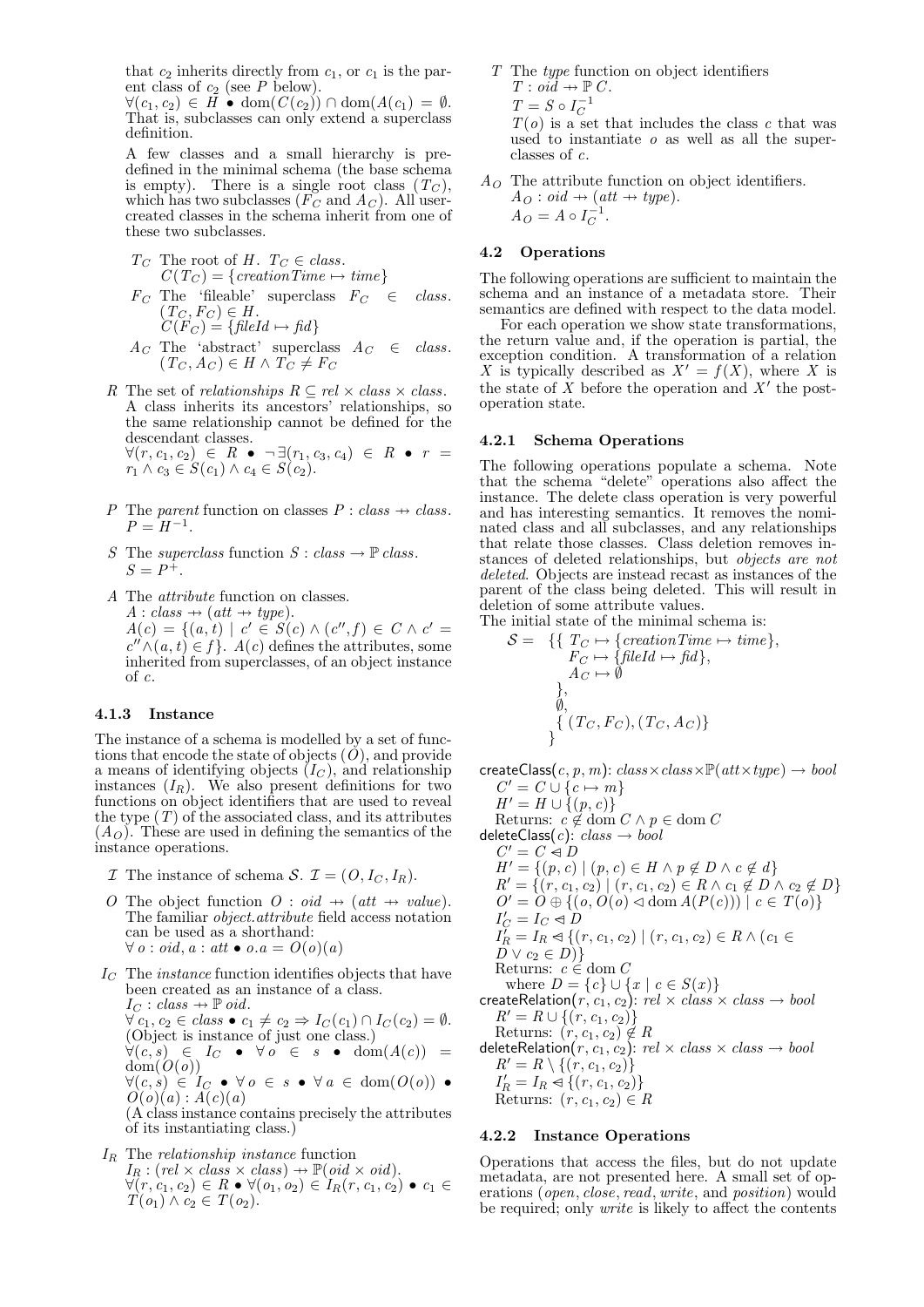that $c_2$ inherits directly from $c_1$, or $c_1$ is the parent class of $c_2$ (see $P$ below).
$\forall (c_1, c_2) \in H \bullet \text{dom}(C(c_2)) \cap \text{dom}(A(c_1) = \emptyset$.
That is, subclasses can only extend a superclass definition.

A few classes and a small hierarchy is predefined in the minimal schema (the base schema is empty). There is a single root class ($T_C$), which has two subclasses ($F_C$ and $A_C$). All user-created classes in the schema inherit from one of these two subclasses.

- $T_C$ The root of $H$. $T_C \in class$.
  $C(T_C) = \{creationTime \mapsto time\}$
- $F_C$ The 'fileable' superclass $F_C \in class$.
  $(T_C, F_C) \in H$.
  $C(F_C) = \{fileId \mapsto fid\}$
- $A_C$ The 'abstract' superclass $A_C \in class$.
  $(T_C, A_C) \in H \wedge T_C \neq F_C$

- $R$ The set of *relationships* $R \subseteq rel \times class \times class$. A class inherits its ancestors' relationships, so the same relationship cannot be defined for the descendant classes.
  $\forall (r, c_1, c_2) \in R \bullet \neg \exists (r_1, c_3, c_4) \in R \bullet r = r_1 \wedge c_3 \in S(c_1) \wedge c_4 \in S(c_2)$.
- $P$ The *parent* function on classes $P : class \nrightarrow class$.
  $P = H^{-1}$.
- $S$ The *superclass* function $S : class \rightarrow \mathbb{P}\, class$.
  $S = P^{+}$.
- $A$ The *attribute* function on classes.
  $A : class \nrightarrow (att \nrightarrow type)$.
  $A(c) = \{(a, t) \mid c' \in S(c) \wedge (c'', f) \in C \wedge c' = c'' \wedge (a, t) \in f\}$. $A(c)$ defines the attributes, some inherited from superclasses, of an object instance of $c$.

### 4.1.3 Instance

The instance of a schema is modelled by a set of functions that encode the state of objects ($O$), and provide a means of identifying objects ($I_C$), and relationship instances ($I_R$). We also present definitions for two functions on object identifiers that are used to reveal the type ($T$) of the associated class, and its attributes ($A_O$). These are used in defining the semantics of the instance operations.

- $\mathcal{I}$ The instance of schema $\mathcal{S}$. $\mathcal{I} = (O, I_C, I_R)$.
- $O$ The object function $O : oid \nrightarrow (att \nrightarrow value)$. The familiar *object.attribute* field access notation can be used as a shorthand:
  $\forall\, o : oid, a : att \bullet o.a = O(o)(a)$
- $I_C$ The *instance* function identifies objects that have been created as an instance of a class.
  $I_C : class \nrightarrow \mathbb{P}\, oid$.
  $\forall\, c_1, c_2 \in class \bullet c_1 \neq c_2 \Rightarrow I_C(c_1) \cap I_C(c_2) = \emptyset$.
  (Object is instance of just one class.)
  $\forall (c, s) \in I_C \bullet \forall\, o \in s \bullet \text{dom}(A(c)) = \text{dom}(O(o))$
  $\forall (c, s) \in I_C \bullet \forall\, o \in s \bullet \forall\, a \in \text{dom}(O(o)) \bullet O(o)(a) : A(c)(a)$
  (A class instance contains precisely the attributes of its instantiating class.)
- $I_R$ The *relationship instance* function
  $I_R : (rel \times class \times class) \nrightarrow \mathbb{P}(oid \times oid)$.
  $\forall (r, c_1, c_2) \in R \bullet \forall (o_1, o_2) \in I_R(r, c_1, c_2) \bullet c_1 \in T(o_1) \wedge c_2 \in T(o_2)$.
- $T$ The *type* function on object identifiers
  $T : oid \nrightarrow \mathbb{P}\, C$.
  $T = S \circ I_C^{-1}$
  $T(o)$ is a set that includes the class $c$ that was used to instantiate $o$ as well as all the superclasses of $c$.
- $A_O$ The attribute function on object identifiers.
  $A_O : oid \nrightarrow (att \nrightarrow type)$.
  $A_O = A \circ I_C^{-1}$.

## 4.2 Operations

The following operations are sufficient to maintain the schema and an instance of a metadata store. Their semantics are defined with respect to the data model.

For each operation we show state transformations, the return value and, if the operation is partial, the exception condition. A transformation of a relation $X$ is typically described as $X' = f(X)$, where $X$ is the state of $X$ before the operation and $X'$ the post-operation state.

### 4.2.1 Schema Operations

The following operations populate a schema. Note that the schema "delete" operations also affect the instance. The delete class operation is very powerful and has interesting semantics. It removes the nominated class and all subclasses, and any relationships that relate those classes. Class deletion removes instances of deleted relationships, but *objects are not deleted*. Objects are instead recast as instances of the parent of the class being deleted. This will result in deletion of some attribute values.

The initial state of the minimal schema is:

$$\mathcal{S} = \{\{\, T_C \mapsto \{creationTime \mapsto time\},\; F_C \mapsto \{fileId \mapsto fid\},\; A_C \mapsto \emptyset \,\},\; \emptyset,\; \{\, (T_C, F_C), (T_C, A_C)\}\}$$

$\mathsf{createClass}(c, p, m)$: $class \times class \times \mathbb{P}(att \times type) \rightarrow bool$
 $C' = C \cup \{c \mapsto m\}$
 $H' = H \cup \{(p, c)\}$
 Returns: $c \notin \text{dom}\, C \wedge p \in \text{dom}\, C$

$\mathsf{deleteClass}(c)$: $class \rightarrow bool$
 $C' = C \ntriangleleft D$
 $H' = \{(p, c) \mid (p, c) \in H \wedge p \notin D \wedge c \notin d\}$
 $R' = \{(r, c_1, c_2) \mid (r, c_1, c_2) \in R \wedge c_1 \notin D \wedge c_2 \notin D\}$
 $O' = O \oplus \{(o, O(o) \lhd \text{dom}\, A(P(c))) \mid c \in T(o)\}$
 $I_C' = I_C \ntriangleleft D$
 $I_R' = I_R \ntriangleleft \{(r, c_1, c_2) \mid (r, c_1, c_2) \in R \wedge (c_1 \in D \vee c_2 \in D)\}$
 Returns: $c \in \text{dom}\, C$
  where $D = \{c\} \cup \{x \mid c \in S(x)\}$

$\mathsf{createRelation}(r, c_1, c_2)$: $rel \times class \times class \rightarrow bool$
 $R' = R \cup \{(r, c_1, c_2)\}$
 Returns: $(r, c_1, c_2) \notin R$

$\mathsf{deleteRelation}(r, c_1, c_2)$: $rel \times class \times class \rightarrow bool$
 $R' = R \setminus \{(r, c_1, c_2)\}$
 $I_R' = I_R \ntriangleleft \{(r, c_1, c_2)\}$
 Returns: $(r, c_1, c_2) \in R$

### 4.2.2 Instance Operations

Operations that access the files, but do not update metadata, are not presented here. A small set of operations (*open*, *close*, *read*, *write*, and *position*) would be required; only *write* is likely to affect the contents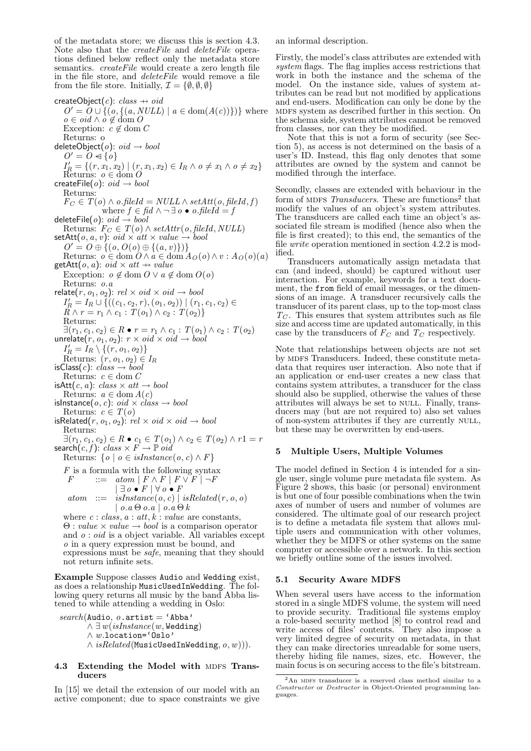of the metadata store; we discuss this is section 4.3. Note also that the *createFile* and *deleteFile* operations defined below reflect only the metadata store semantics. *createFile* would create a zero length file in the file store, and *deleteFile* would remove a file from the file store. Initially, $\mathcal{I} = \{\emptyset, \emptyset, \emptyset\}$

createObject($c$): $class \nrightarrow oid$
  $O' = O \cup \{(o, \{(a, NULL) \mid a \in \text{dom}(A(c))\})\}$ where $o \in oid \wedge o \notin \text{dom}\, O$
  Exception: $c \notin \text{dom}\, C$
  Returns: o

deleteObject($o$): $oid \rightarrow bool$
  $O' = O \ntriangleleft \{o\}$
  $I'_R = \{(r, x_1, x_2) \mid (r, x_1, x_2) \in I_R \wedge o \neq x_1 \wedge o \neq x_2\}$
  Returns: $o \in \text{dom}\, O$

createFile($o$): $oid \rightarrow bool$
  Returns:
  $F_C \in T(o) \wedge o.fileId = NULL \wedge setAtt(o, fileId, f)$ where $f \in fid \wedge \neg \exists\, o \bullet o.fileId = f$

deleteFile($o$): $oid \rightarrow bool$
  Returns: $F_C \in T(o) \wedge setAttr(o, fileId, NULL)$

setAtt($o, a, v$): $oid \times att \times value \rightarrow bool$
  $O' = O \oplus \{(o, O(o) \oplus \{(a, v)\})\}$
  Returns: $o \in \text{dom}\, O \wedge a \in \text{dom}\, A_O(o) \wedge v : A_O(o)(a)$

getAtt($o, a$): $oid \times att \nrightarrow value$
  Exception: $o \notin \text{dom}\, O \vee a \notin \text{dom}\, O(o)$
  Returns: $o.a$

relate($r, o_1, o_2$): $rel \times oid \times oid \rightarrow bool$
  $I'_R = I_R \cup \{((c_1, c_2, r), (o_1, o_2)) \mid (r_1, c_1, c_2) \in R \wedge r = r_1 \wedge c_1 : T(o_1) \wedge c_2 : T(o_2)\}$
  Returns:
  $\exists (r_1, c_1, c_2) \in R \bullet r = r_1 \wedge c_1 : T(o_1) \wedge c_2 : T(o_2)$

unrelate($r, o_1, o_2$): $r \times oid \times oid \rightarrow bool$
  $I'_R = I_R \setminus \{(r, o_1, o_2)\}$
  Returns: $(r, o_1, o_2) \in I_R$

isClass($c$): $class \rightarrow bool$
  Returns: $c \in \text{dom}\, C$

isAtt($c, a$): $class \times att \rightarrow bool$
  Returns: $a \in \text{dom}\, A(c)$

isInstance($o, c$): $oid \times class \rightarrow bool$
  Returns: $c \in T(o)$

isRelated($r, o_1, o_2$): $rel \times oid \times oid \rightarrow bool$
  Returns:
  $\exists (r_1, c_1, c_2) \in R \bullet c_1 \in T(o_1) \wedge c_2 \in T(o_2) \wedge r1 = r$

search($c, f$): $class \times F \rightarrow \mathbb{P}\, oid$
  Returns: $\{o \mid o \in isInstance(o, c) \wedge F\}$

  $F$ is a formula with the following syntax

$$
\begin{aligned}
F \quad &::= \quad atom \mid F \wedge F \mid F \vee F \mid \neg F \\
&\quad\;\; \mid \exists\, o \bullet F \mid \forall\, o \bullet F \\
atom \quad &::= \quad isInstance(o, c) \mid isRelated(r, o, o) \\
&\quad\;\; \mid o.a\, \Theta\, o.a \mid o.a\, \Theta\, k
\end{aligned}
$$

  where $c : class$, $a : att$, $k : value$ are constants, $\Theta : value \times value \rightarrow bool$ is a comparison operator and $o : oid$ is a object variable. All variables except $o$ in a query expression must be bound, and expressions must be *safe*, meaning that they should not return infinite sets.

**Example** Suppose classes `Audio` and `Wedding` exist, as does a relationship `MusicUsedInWedding`. The following query returns all music by the band Abba listened to while attending a wedding in Oslo:

$$
\begin{aligned}
&search(\texttt{Audio}, o.\texttt{artist} = \text{`Abba'} \\
&\quad \wedge \exists\, w(isInstance(w, \texttt{Wedding}) \\
&\quad \wedge w.\texttt{location=`Oslo'} \\
&\quad \wedge isRelated(\texttt{MusicUsedInWedding}, o, w))).
\end{aligned}
$$

### 4.3 Extending the Model with MDFS Transducers

In [15] we detail the extension of our model with an active component; due to space constraints we give an informal description.

Firstly, the model's class attributes are extended with *system* flags. The flag implies access restrictions that work in both the instance and the schema of the model. On the instance side, values of system attributes can be read but not modified by applications and end-users. Modification can only be done by the MDFS system as described further in this section. On the schema side, system attributes cannot be removed from classes, nor can they be modified.

Note that this is not a form of security (see Section 5), as access is not determined on the basis of a user's ID. Instead, this flag only denotes that some attributes are owned by the system and cannot be modified through the interface.

Secondly, classes are extended with behaviour in the form of MDFS *Transducers*. These are functions[2] that modify the values of an object's system attributes. The transducers are called each time an object's associated file stream is modified (hence also when the file is first created); to this end, the semantics of the file *write* operation mentioned in section 4.2.2 is modified.

Transducers automatically assign metadata that can (and indeed, should) be captured without user interaction. For example, keywords for a text document, the `from` field of email messages, or the dimensions of an image. A transducer recursively calls the transducer of its parent class, up to the top-most class $T_C$. This ensures that system attributes such as file size and access time are updated automatically, in this case by the transducers of $F_C$ and $T_C$ respectively.

Note that relationships between objects are not set by MDFS Transducers. Indeed, these constitute metadata that requires user interaction. Also note that if an application or end-user creates a new class that contains system attributes, a transducer for the class should also be supplied, otherwise the values of these attributes will always be set to NULL. Finally, transducers may (but are not required to) also set values of non-system attributes if they are currently NULL, but these may be overwritten by end-users.

## 5 Multiple Users, Multiple Volumes

The model defined in Section 4 is intended for a single user, single volume pure metadata file system. As Figure 2 shows, this basic (or personal) environment is but one of four possible combinations when the twin axes of number of users and number of volumes are considered. The ultimate goal of our research project is to define a metadata file system that allows multiple users and communication with other volumes, whether they be MDFS or other systems on the same computer or accessible over a network. In this section we briefly outline some of the issues involved.

### 5.1 Security Aware MDFS

When several users have access to the information stored in a single MDFS volume, the system will need to provide security. Traditional file systems employ a role-based security method [8] to control read and write access of files' contents. They also impose a very limited degree of security on metadata, in that they can make directories unreadable for some users, thereby hiding file names, sizes, etc. However, the main focus is on securing access to the file's bitstream.

[2] An MDFS transducer is a reserved class method similar to a *Constructor* or *Destructor* in Object-Oriented programming languages.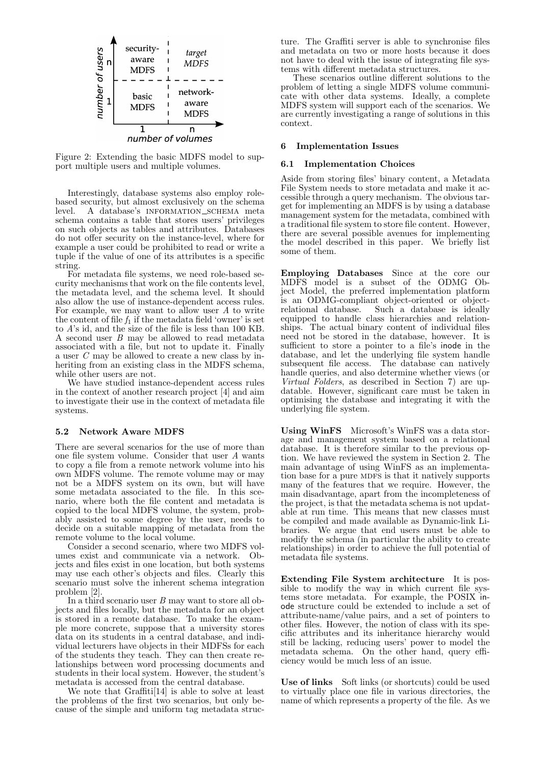Figure 2: Extending the basic MDFS model to support multiple users and multiple volumes.

Interestingly, database systems also employ role-based security, but almost exclusively on the schema level. A database's INFORMATION_SCHEMA meta schema contains a table that stores users' privileges on such objects as tables and attributes. Databases do not offer security on the instance-level, where for example a user could be prohibited to read or write a tuple if the value of one of its attributes is a specific string.

For metadata file systems, we need role-based security mechanisms that work on the file contents level, the metadata level, and the schema level. It should also allow the use of instance-dependent access rules. For example, we may want to allow user $A$ to write the content of file $f_1$ if the metadata field 'owner' is set to $A$'s id, and the size of the file is less than 100 KB. A second user $B$ may be allowed to read metadata associated with a file, but not to update it. Finally a user $C$ may be allowed to create a new class by inheriting from an existing class in the MDFS schema, while other users are not.

We have studied instance-dependent access rules in the context of another research project [4] and aim to investigate their use in the context of metadata file systems.

### 5.2 Network Aware MDFS

There are several scenarios for the use of more than one file system volume. Consider that user $A$ wants to copy a file from a remote network volume into his own MDFS volume. The remote volume may or may not be a MDFS system on its own, but will have some metadata associated to the file. In this scenario, where both the file content and metadata is copied to the local MDFS volume, the system, probably assisted to some degree by the user, needs to decide on a suitable mapping of metadata from the remote volume to the local volume.

Consider a second scenario, where two MDFS volumes exist and communicate via a network. Objects and files exist in one location, but both systems may use each other's objects and files. Clearly this scenario must solve the inherent schema integration problem [2].

In a third scenario user $B$ may want to store all objects and files locally, but the metadata for an object is stored in a remote database. To make the example more concrete, suppose that a university stores data on its students in a central database, and individual lecturers have objects in their MDFSs for each of the students they teach. They can then create relationships between word processing documents and students in their local system. However, the student's metadata is accessed from the central database.

We note that Graffiti[14] is able to solve at least the problems of the first two scenarios, but only because of the simple and uniform tag metadata structure. The Graffiti server is able to synchronise files and metadata on two or more hosts because it does not have to deal with the issue of integrating file systems with different metadata structures.

These scenarios outline different solutions to the problem of letting a single MDFS volume communicate with other data systems. Ideally, a complete MDFS system will support each of the scenarios. We are currently investigating a range of solutions in this context.

## 6 Implementation Issues

### 6.1 Implementation Choices

Aside from storing files' binary content, a Metadata File System needs to store metadata and make it accessible through a query mechanism. The obvious target for implementing an MDFS is by using a database management system for the metadata, combined with a traditional file system to store file content. However, there are several possible avenues for implementing the model described in this paper. We briefly list some of them.

**Employing Databases** Since at the core our MDFS model is a subset of the ODMG Object Model, the preferred implementation platform is an ODMG-compliant object-oriented or object-relational database. Such a database is ideally equipped to handle class hierarchies and relationships. The actual binary content of individual files need not be stored in the database, however. It is sufficient to store a pointer to a file's `inode` in the database, and let the underlying file system handle subsequent file access. The database can natively handle queries, and also determine whether views (or *Virtual Folders*, as described in Section 7) are updatable. However, significant care must be taken in optimising the database and integrating it with the underlying file system.

**Using WinFS** Microsoft's WinFS was a data storage and management system based on a relational database. It is therefore similar to the previous option. We have reviewed the system in Section 2. The main advantage of using WinFS as an implementation base for a pure MDFS is that it natively supports many of the features that we require. However, the main disadvantage, apart from the incompleteness of the project, is that the metadata schema is not updatable at run time. This means that new classes must be compiled and made available as Dynamic-link Libraries. We argue that end users must be able to modify the schema (in particular the ability to create relationships) in order to achieve the full potential of metadata file systems.

**Extending File System architecture** It is possible to modify the way in which current file systems store metadata. For example, the POSIX `inode` structure could be extended to include a set of attribute-name/value pairs, and a set of pointers to other files. However, the notion of class with its specific attributes and its inheritance hierarchy would still be lacking, reducing users' power to model the metadata schema. On the other hand, query efficiency would be much less of an issue.

**Use of links** Soft links (or shortcuts) could be used to virtually place one file in various directories, the name of which represents a property of the file. As we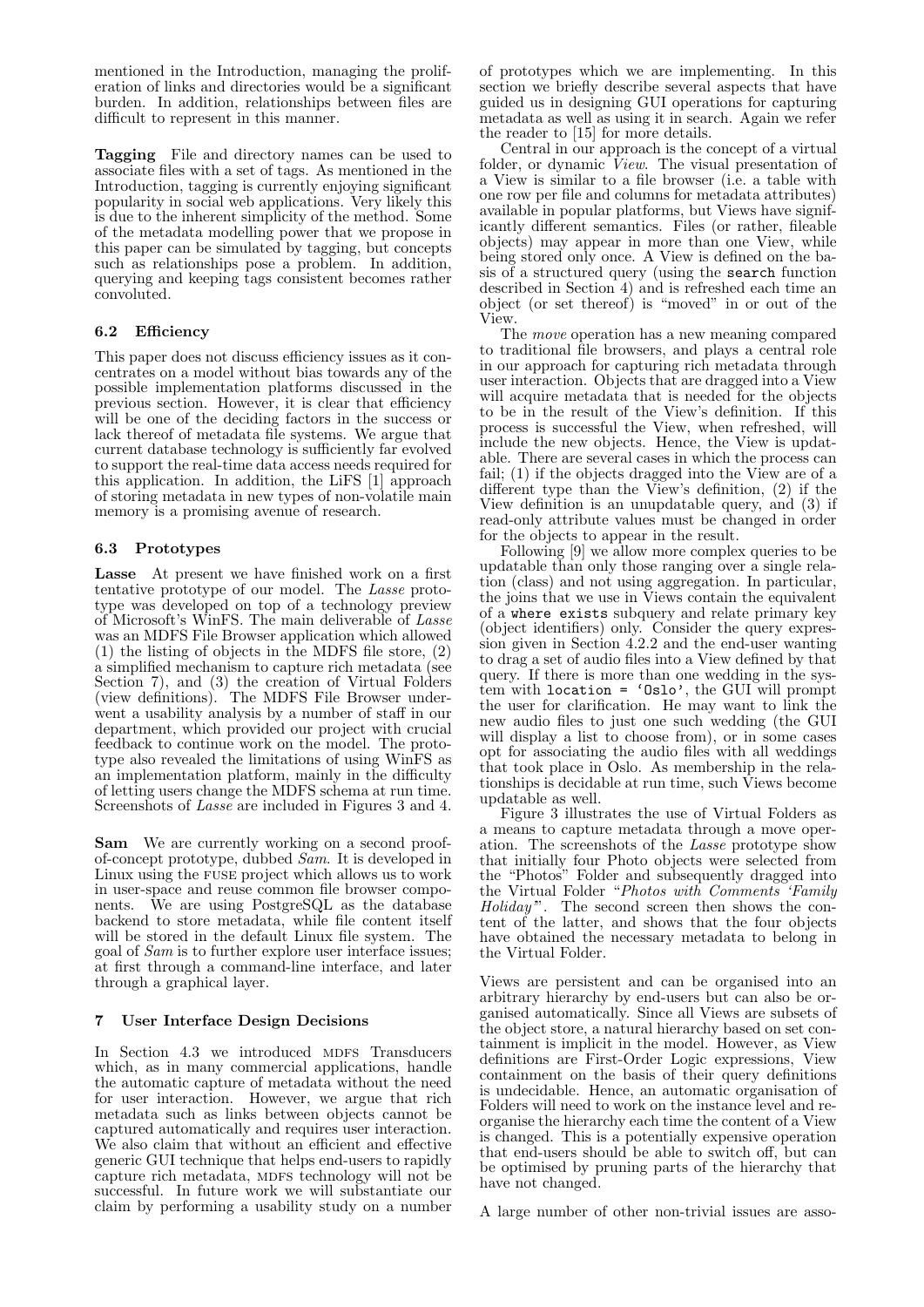mentioned in the Introduction, managing the proliferation of links and directories would be a significant burden. In addition, relationships between files are difficult to represent in this manner.

**Tagging** File and directory names can be used to associate files with a set of tags. As mentioned in the Introduction, tagging is currently enjoying significant popularity in social web applications. Very likely this is due to the inherent simplicity of the method. Some of the metadata modelling power that we propose in this paper can be simulated by tagging, but concepts such as relationships pose a problem. In addition, querying and keeping tags consistent becomes rather convoluted.

### 6.2 Efficiency

This paper does not discuss efficiency issues as it concentrates on a model without bias towards any of the possible implementation platforms discussed in the previous section. However, it is clear that efficiency will be one of the deciding factors in the success or lack thereof of metadata file systems. We argue that current database technology is sufficiently far evolved to support the real-time data access needs required for this application. In addition, the LiFS [1] approach of storing metadata in new types of non-volatile main memory is a promising avenue of research.

### 6.3 Prototypes

**Lasse** At present we have finished work on a first tentative prototype of our model. The *Lasse* prototype was developed on top of a technology preview of Microsoft's WinFS. The main deliverable of *Lasse* was an MDFS File Browser application which allowed (1) the listing of objects in the MDFS file store, (2) a simplified mechanism to capture rich metadata (see Section 7), and (3) the creation of Virtual Folders (view definitions). The MDFS File Browser underwent a usability analysis by a number of staff in our department, which provided our project with crucial feedback to continue work on the model. The prototype also revealed the limitations of using WinFS as an implementation platform, mainly in the difficulty of letting users change the MDFS schema at run time. Screenshots of *Lasse* are included in Figures 3 and 4.

**Sam** We are currently working on a second proof-of-concept prototype, dubbed *Sam*. It is developed in Linux using the FUSE project which allows us to work in user-space and reuse common file browser components. We are using PostgreSQL as the database backend to store metadata, while file content itself will be stored in the default Linux file system. The goal of *Sam* is to further explore user interface issues; at first through a command-line interface, and later through a graphical layer.

## 7 User Interface Design Decisions

In Section 4.3 we introduced MDFS Transducers which, as in many commercial applications, handle the automatic capture of metadata without the need for user interaction. However, we argue that rich metadata such as links between objects cannot be captured automatically and requires user interaction. We also claim that without an efficient and effective generic GUI technique that helps end-users to rapidly capture rich metadata, MDFS technology will not be successful. In future work we will substantiate our claim by performing a usability study on a number of prototypes which we are implementing. In this section we briefly describe several aspects that have guided us in designing GUI operations for capturing metadata as well as using it in search. Again we refer the reader to [15] for more details.

Central in our approach is the concept of a virtual folder, or dynamic *View*. The visual presentation of a View is similar to a file browser (i.e. a table with one row per file and columns for metadata attributes) available in popular platforms, but Views have significantly different semantics. Files (or rather, fileable objects) may appear in more than one View, while being stored only once. A View is defined on the basis of a structured query (using the `search` function described in Section 4) and is refreshed each time an object (or set thereof) is "moved" in or out of the View.

The *move* operation has a new meaning compared to traditional file browsers, and plays a central role in our approach for capturing rich metadata through user interaction. Objects that are dragged into a View will acquire metadata that is needed for the objects to be in the result of the View's definition. If this process is successful the View, when refreshed, will include the new objects. Hence, the View is updatable. There are several cases in which the process can fail; (1) if the objects dragged into the View are of a different type than the View's definition, (2) if the View definition is an unupdatable query, and (3) if read-only attribute values must be changed in order for the objects to appear in the result.

Following [9] we allow more complex queries to be updatable than only those ranging over a single relation (class) and not using aggregation. In particular, the joins that we use in Views contain the equivalent of a `where exists` subquery and relate primary key (object identifiers) only. Consider the query expression given in Section 4.2.2 and the end-user wanting to drag a set of audio files into a View defined by that query. If there is more than one wedding in the system with `location = 'Oslo'`, the GUI will prompt the user for clarification. He may want to link the new audio files to just one such wedding (the GUI will display a list to choose from), or in some cases opt for associating the audio files with all weddings that took place in Oslo. As membership in the relationships is decidable at run time, such Views become updatable as well.

Figure 3 illustrates the use of Virtual Folders as a means to capture metadata through a move operation. The screenshots of the *Lasse* prototype show that initially four Photo objects were selected from the "Photos" Folder and subsequently dragged into the Virtual Folder "*Photos with Comments 'Family Holiday'*". The second screen then shows the content of the latter, and shows that the four objects have obtained the necessary metadata to belong in the Virtual Folder.

Views are persistent and can be organised into an arbitrary hierarchy by end-users but can also be organised automatically. Since all Views are subsets of the object store, a natural hierarchy based on set containment is implicit in the model. However, as View definitions are First-Order Logic expressions, View containment on the basis of their query definitions is undecidable. Hence, an automatic organisation of Folders will need to work on the instance level and reorganise the hierarchy each time the content of a View is changed. This is a potentially expensive operation that end-users should be able to switch off, but can be optimised by pruning parts of the hierarchy that have not changed.

A large number of other non-trivial issues are asso-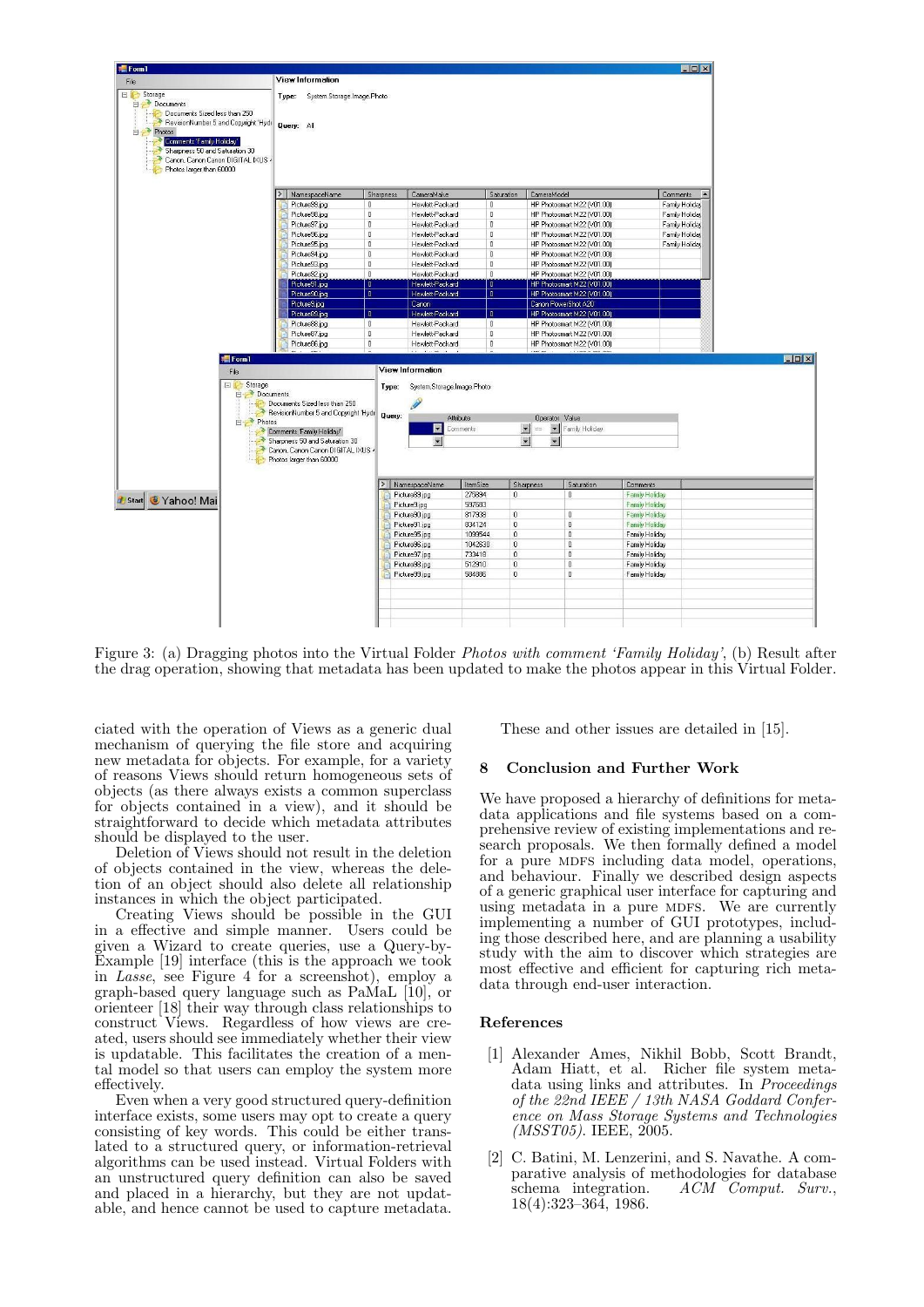Figure 3: (a) Dragging photos into the Virtual Folder *Photos with comment 'Family Holiday'*, (b) Result after the drag operation, showing that metadata has been updated to make the photos appear in this Virtual Folder.

ciated with the operation of Views as a generic dual mechanism of querying the file store and acquiring new metadata for objects. For example, for a variety of reasons Views should return homogeneous sets of objects (as there always exists a common superclass for objects contained in a view), and it should be straightforward to decide which metadata attributes should be displayed to the user.

Deletion of Views should not result in the deletion of objects contained in the view, whereas the deletion of an object should also delete all relationship instances in which the object participated.

Creating Views should be possible in the GUI in a effective and simple manner. Users could be given a Wizard to create queries, use a Query-by-Example [19] interface (this is the approach we took in *Lasse*, see Figure 4 for a screenshot), employ a graph-based query language such as PaMaL [10], or orienteer [18] their way through class relationships to construct Views. Regardless of how views are created, users should see immediately whether their view is updatable. This facilitates the creation of a mental model so that users can employ the system more effectively.

Even when a very good structured query-definition interface exists, some users may opt to create a query consisting of key words. This could be either translated to a structured query, or information-retrieval algorithms can be used instead. Virtual Folders with an unstructured query definition can also be saved and placed in a hierarchy, but they are not updatable, and hence cannot be used to capture metadata.

These and other issues are detailed in [15].

## 8 Conclusion and Further Work

We have proposed a hierarchy of definitions for metadata applications and file systems based on a comprehensive review of existing implementations and research proposals. We then formally defined a model for a pure MDFS including data model, operations, and behaviour. Finally we described design aspects of a generic graphical user interface for capturing and using metadata in a pure MDFS. We are currently implementing a number of GUI prototypes, including those described here, and are planning a usability study with the aim to discover which strategies are most effective and efficient for capturing rich metadata through end-user interaction.

## References

[1] Alexander Ames, Nikhil Bobb, Scott Brandt, Adam Hiatt, et al. Richer file system metadata using links and attributes. In *Proceedings of the 22nd IEEE / 13th NASA Goddard Conference on Mass Storage Systems and Technologies (MSST05)*. IEEE, 2005.

[2] C. Batini, M. Lenzerini, and S. Navathe. A comparative analysis of methodologies for database schema integration. *ACM Comput. Surv.*, 18(4):323–364, 1986.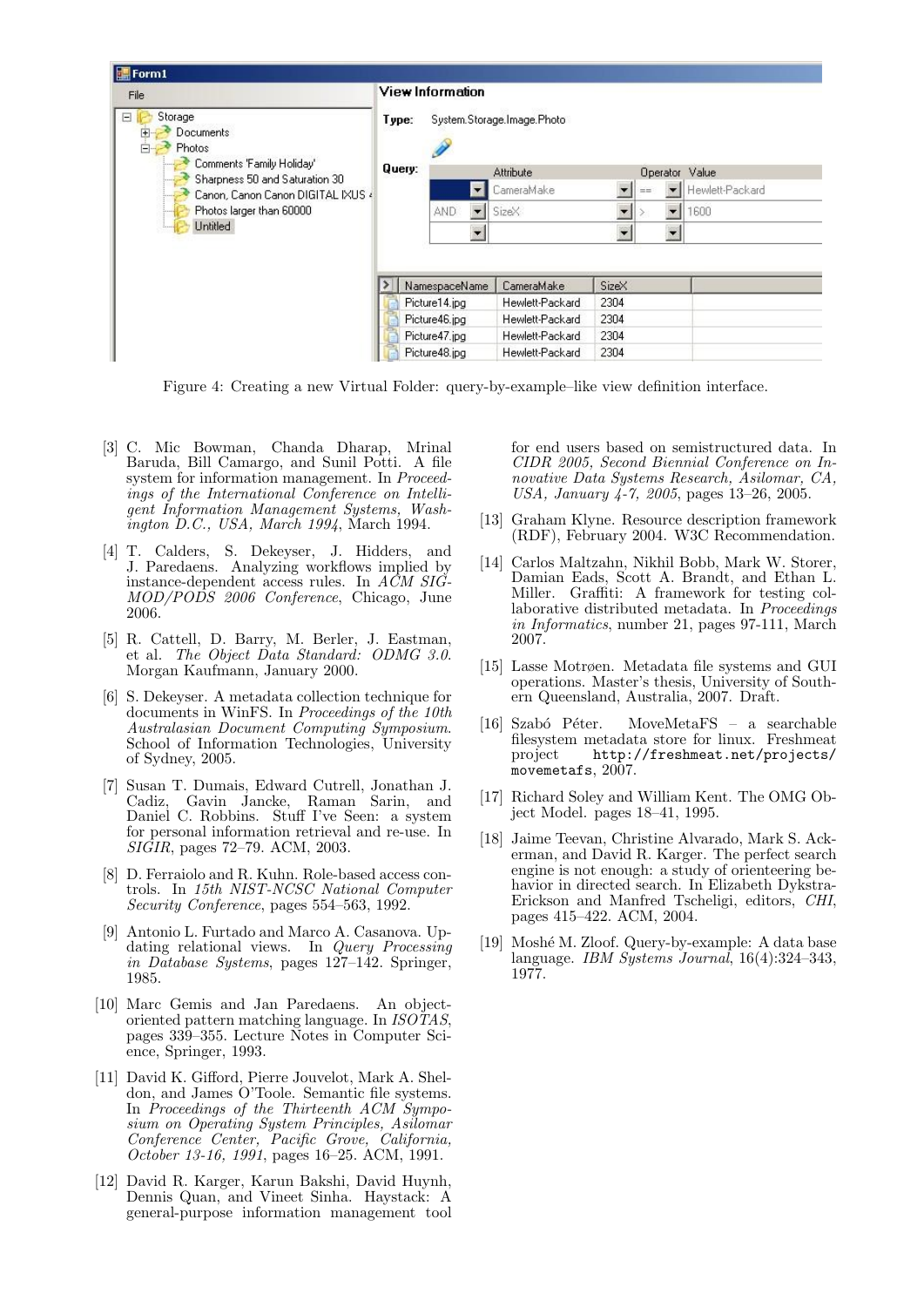Figure 4: Creating a new Virtual Folder: query-by-example–like view definition interface.

[3] C. Mic Bowman, Chanda Dharap, Mrinal Baruda, Bill Camargo, and Sunil Potti. A file system for information management. In *Proceedings of the International Conference on Intelligent Information Management Systems, Washington D.C., USA, March 1994*, March 1994.

[4] T. Calders, S. Dekeyser, J. Hidders, and J. Paredaens. Analyzing workflows implied by instance-dependent access rules. In *ACM SIGMOD/PODS 2006 Conference*, Chicago, June 2006.

[5] R. Cattell, D. Barry, M. Berler, J. Eastman, et al. *The Object Data Standard: ODMG 3.0*. Morgan Kaufmann, January 2000.

[6] S. Dekeyser. A metadata collection technique for documents in WinFS. In *Proceedings of the 10th Australasian Document Computing Symposium*. School of Information Technologies, University of Sydney, 2005.

[7] Susan T. Dumais, Edward Cutrell, Jonathan J. Cadiz, Gavin Jancke, Raman Sarin, and Daniel C. Robbins. Stuff I've Seen: a system for personal information retrieval and re-use. In *SIGIR*, pages 72–79. ACM, 2003.

[8] D. Ferraiolo and R. Kuhn. Role-based access controls. In *15th NIST-NCSC National Computer Security Conference*, pages 554–563, 1992.

[9] Antonio L. Furtado and Marco A. Casanova. Updating relational views. In *Query Processing in Database Systems*, pages 127–142. Springer, 1985.

[10] Marc Gemis and Jan Paredaens. An object-oriented pattern matching language. In *ISOTAS*, pages 339–355. Lecture Notes in Computer Science, Springer, 1993.

[11] David K. Gifford, Pierre Jouvelot, Mark A. Sheldon, and James O'Toole. Semantic file systems. In *Proceedings of the Thirteenth ACM Symposium on Operating System Principles, Asilomar Conference Center, Pacific Grove, California, October 13-16, 1991*, pages 16–25. ACM, 1991.

[12] David R. Karger, Karun Bakshi, David Huynh, Dennis Quan, and Vineet Sinha. Haystack: A general-purpose information management tool for end users based on semistructured data. In *CIDR 2005, Second Biennial Conference on Innovative Data Systems Research, Asilomar, CA, USA, January 4-7, 2005*, pages 13–26, 2005.

[13] Graham Klyne. Resource description framework (RDF), February 2004. W3C Recommendation.

[14] Carlos Maltzahn, Nikhil Bobb, Mark W. Storer, Damian Eads, Scott A. Brandt, and Ethan L. Miller. Graffiti: A framework for testing collaborative distributed metadata. In *Proceedings in Informatics*, number 21, pages 97-111, March 2007.

[15] Lasse Motrøen. Metadata file systems and GUI operations. Master's thesis, University of Southern Queensland, Australia, 2007. Draft.

[16] Szabó Péter. MoveMetaFS – a searchable filesystem metadata store for linux. Freshmeat project `http://freshmeat.net/projects/movemetafs`, 2007.

[17] Richard Soley and William Kent. The OMG Object Model. pages 18–41, 1995.

[18] Jaime Teevan, Christine Alvarado, Mark S. Ackerman, and David R. Karger. The perfect search engine is not enough: a study of orienteering behavior in directed search. In Elizabeth Dykstra-Erickson and Manfred Tscheligi, editors, *CHI*, pages 415–422. ACM, 2004.

[19] Moshé M. Zloof. Query-by-example: A data base language. *IBM Systems Journal*, 16(4):324–343, 1977.